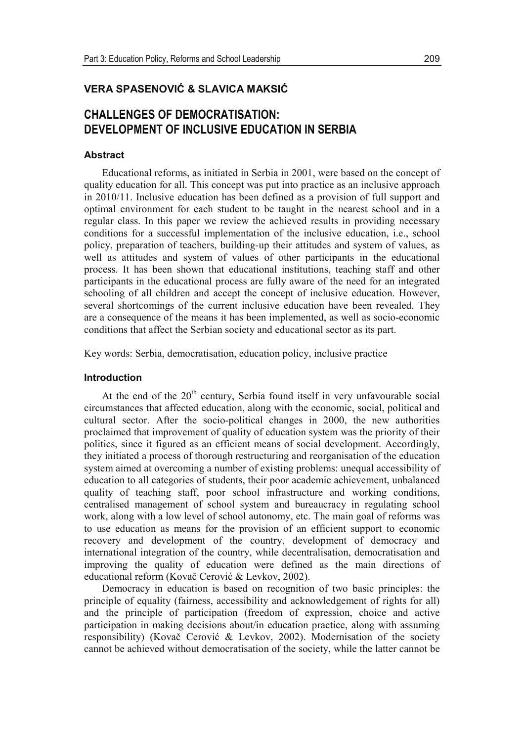**VERA SPASENOVIĆ & SLAVICA MAKSIĆ**

# CHALLENGES OF DEMOCRATISATION: DEVELOPMENT OF INCLUSIVE EDUCATION IN SERBIA

### Abstract

Educational reforms, as initiated in Serbia in 2001, were based on the concept of quality education for all. This concept was put into practice as an inclusive approach in 2010/11. Inclusive education has been defined as a provision of full support and optimal environment for each student to be taught in the nearest school and in a regular class. In this paper we review the achieved results in providing necessary conditions for a successful implementation of the inclusive education, i.e., school policy, preparation of teachers, building-up their attitudes and system of values, as well as attitudes and system of values of other participants in the educational process. It has been shown that educational institutions, teaching staff and other participants in the educational process are fully aware of the need for an integrated schooling of all children and accept the concept of inclusive education. However, several shortcomings of the current inclusive education have been revealed. They are a consequence of the means it has been implemented, as well as socio-economic conditions that affect the Serbian society and educational sector as its part.

Key words: Serbia, democratisation, education policy, inclusive practice

### Introduction

At the end of the 20th century, Serbia found itself in very unfavourable social circumstances that affected education, along with the economic, social, political and cultural sector. After the socio-political changes in 2000, the new authorities proclaimed that improvement of quality of education system was the priority of their politics, since it figured as an efficient means of social development. Accordingly, they initiated a process of thorough restructuring and reorganisation of the education system aimed at overcoming a number of existing problems: unequal accessibility of education to all categories of students, their poor academic achievement, unbalanced quality of teaching staff, poor school infrastructure and working conditions, centralised management of school system and bureaucracy in regulating school work, along with a low level of school autonomy, etc. The main goal of reforms was to use education as means for the provision of an efficient support to economic recovery and development of the country, development of democracy and international integration of the country, while decentralisation, democratisation and improving the quality of education were defined as the main directions of educational reform (Kovač Cerović & Levkov, 2002).

Democracy in education is based on recognition of two basic principles: the principle of equality (fairness, accessibility and acknowledgement of rights for all) and the principle of participation (freedom of expression, choice and active participation in making decisions about/in education practice, along with assuming responsibility) (Kovač Cerović & Levkov, 2002). Modernisation of the society cannot be achieved without democratisation of the society, while the latter cannot be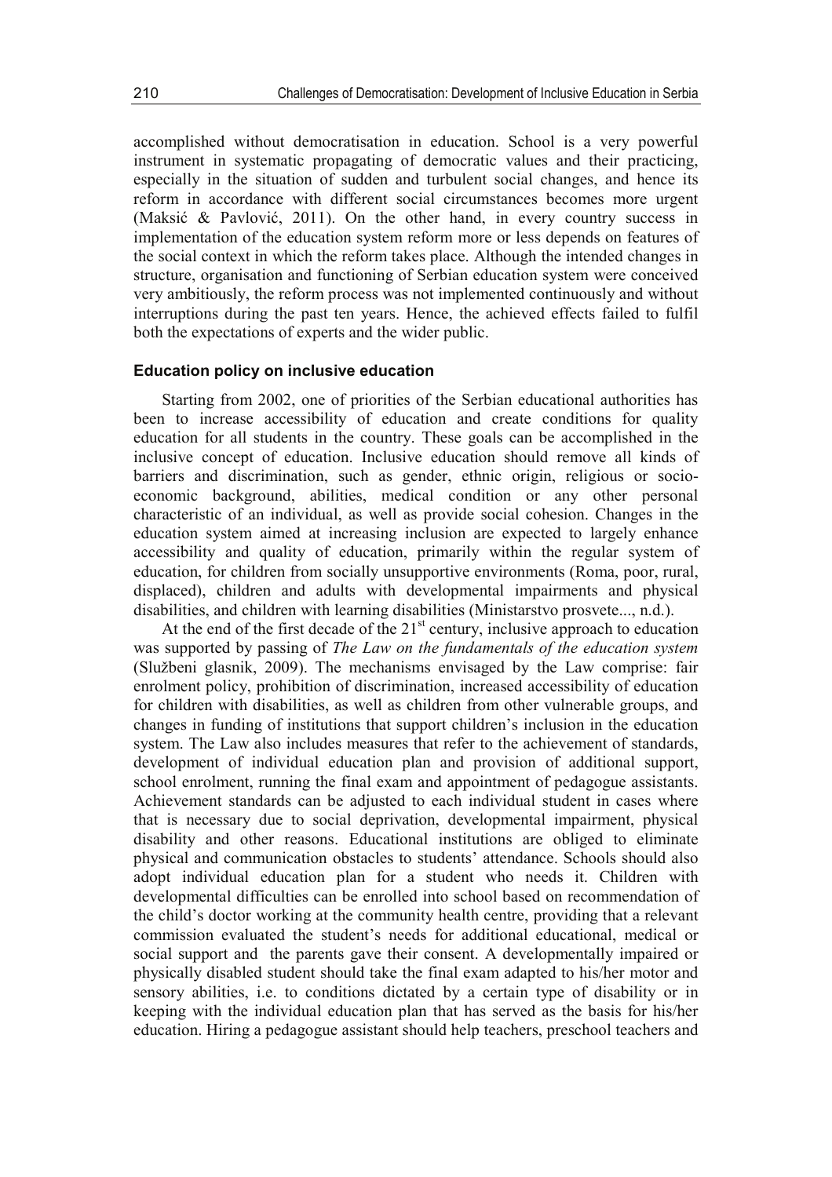accomplished without democratisation in education. School is a very powerful instrument in systematic propagating of democratic values and their practicing, especially in the situation of sudden and turbulent social changes, and hence its reform in accordance with different social circumstances becomes more urgent (Maksić & Pavlović, 2011). On the other hand, in every country success in implementation of the education system reform more or less depends on features of the social context in which the reform takes place. Although the intended changes in structure, organisation and functioning of Serbian education system were conceived very ambitiously, the reform process was not implemented continuously and without interruptions during the past ten years. Hence, the achieved effects failed to fulfil both the expectations of experts and the wider public.

### Education policy on inclusive education

Starting from 2002, one of priorities of the Serbian educational authorities has been to increase accessibility of education and create conditions for quality education for all students in the country. These goals can be accomplished in the inclusive concept of education. Inclusive education should remove all kinds of barriers and discrimination, such as gender, ethnic origin, religious or socio-economic background, abilities, medical condition or any other personal characteristic of an individual, as well as provide social cohesion. Changes in the education system aimed at increasing inclusion are expected to largely enhance accessibility and quality of education, primarily within the regular system of education, for children from socially unsupportive environments (Roma, poor, rural, displaced), children and adults with developmental impairments and physical disabilities, and children with learning disabilities (Ministarstvo prosvete..., n.d.).

At the end of the first decade of the 21st century, inclusive approach to education was supported by passing of *The Law on the fundamentals of the education system* (Službeni glasnik, 2009). The mechanisms envisaged by the Law comprise: fair enrolment policy, prohibition of discrimination, increased accessibility of education for children with disabilities, as well as children from other vulnerable groups, and changes in funding of institutions that support children's inclusion in the education system. The Law also includes measures that refer to the achievement of standards, development of individual education plan and provision of additional support, school enrolment, running the final exam and appointment of pedagogue assistants. Achievement standards can be adjusted to each individual student in cases where that is necessary due to social deprivation, developmental impairment, physical disability and other reasons. Educational institutions are obliged to eliminate physical and communication obstacles to students' attendance. Schools should also adopt individual education plan for a student who needs it. Children with developmental difficulties can be enrolled into school based on recommendation of the child's doctor working at the community health centre, providing that a relevant commission evaluated the student's needs for additional educational, medical or social support and the parents gave their consent. A developmentally impaired or physically disabled student should take the final exam adapted to his/her motor and sensory abilities, i.e. to conditions dictated by a certain type of disability or in keeping with the individual education plan that has served as the basis for his/her education. Hiring a pedagogue assistant should help teachers, preschool teachers and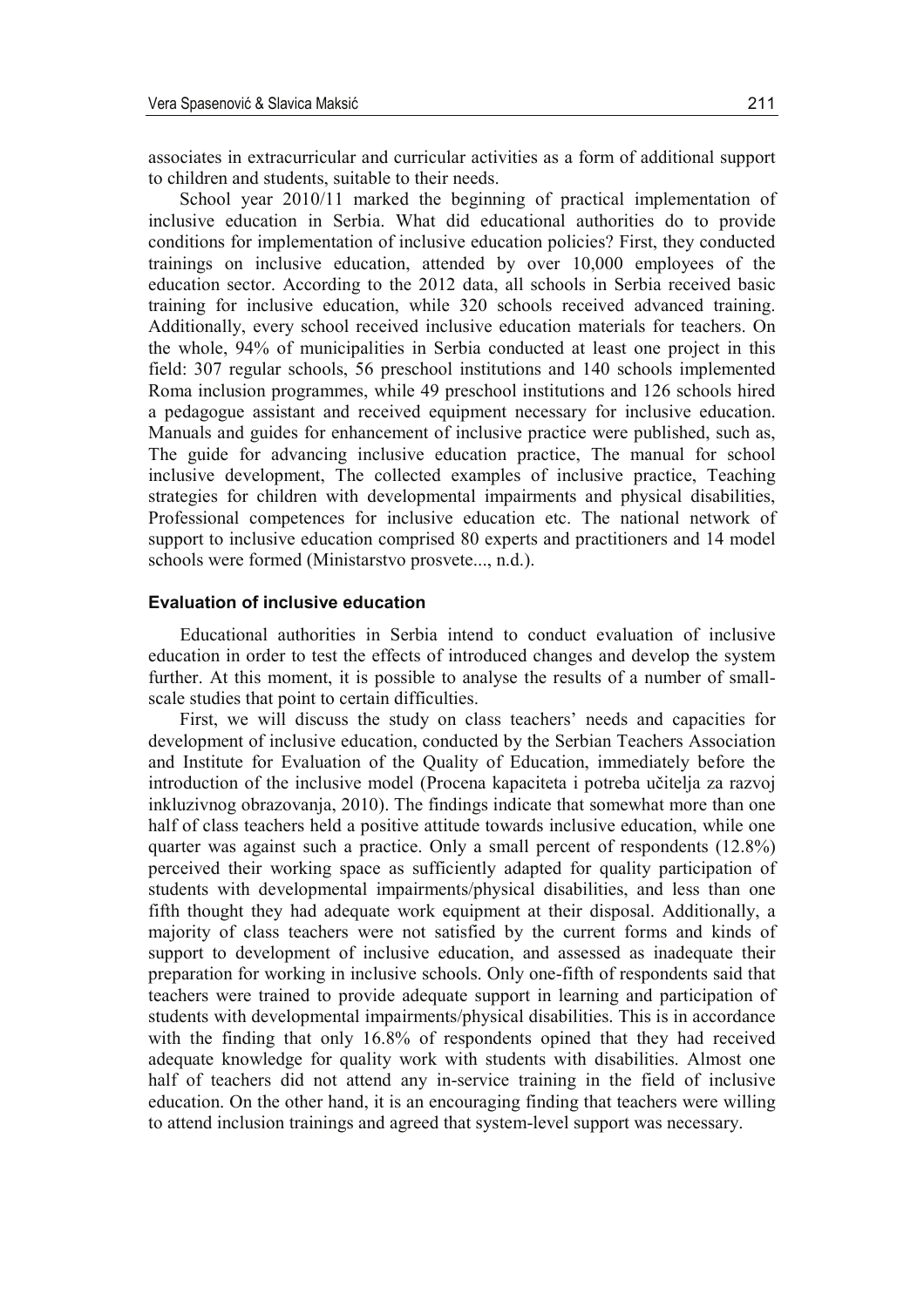associates in extracurricular and curricular activities as a form of additional support to children and students, suitable to their needs.

School year 2010/11 marked the beginning of practical implementation of inclusive education in Serbia. What did educational authorities do to provide conditions for implementation of inclusive education policies? First, they conducted trainings on inclusive education, attended by over 10,000 employees of the education sector. According to the 2012 data, all schools in Serbia received basic training for inclusive education, while 320 schools received advanced training. Additionally, every school received inclusive education materials for teachers. On the whole, 94% of municipalities in Serbia conducted at least one project in this field: 307 regular schools, 56 preschool institutions and 140 schools implemented Roma inclusion programmes, while 49 preschool institutions and 126 schools hired a pedagogue assistant and received equipment necessary for inclusive education. Manuals and guides for enhancement of inclusive practice were published, such as, The guide for advancing inclusive education practice, The manual for school inclusive development, The collected examples of inclusive practice, Teaching strategies for children with developmental impairments and physical disabilities, Professional competences for inclusive education etc. The national network of support to inclusive education comprised 80 experts and practitioners and 14 model schools were formed (Ministarstvo prosvete..., n.d.).

### Evaluation of inclusive education

Educational authorities in Serbia intend to conduct evaluation of inclusive education in order to test the effects of introduced changes and develop the system further. At this moment, it is possible to analyse the results of a number of small-scale studies that point to certain difficulties.

First, we will discuss the study on class teachers' needs and capacities for development of inclusive education, conducted by the Serbian Teachers Association and Institute for Evaluation of the Quality of Education, immediately before the introduction of the inclusive model (Procena kapaciteta i potreba učitelja za razvoj inkluzivnog obrazovanja, 2010). The findings indicate that somewhat more than one half of class teachers held a positive attitude towards inclusive education, while one quarter was against such a practice. Only a small percent of respondents (12.8%) perceived their working space as sufficiently adapted for quality participation of students with developmental impairments/physical disabilities, and less than one fifth thought they had adequate work equipment at their disposal. Additionally, a majority of class teachers were not satisfied by the current forms and kinds of support to development of inclusive education, and assessed as inadequate their preparation for working in inclusive schools. Only one-fifth of respondents said that teachers were trained to provide adequate support in learning and participation of students with developmental impairments/physical disabilities. This is in accordance with the finding that only 16.8% of respondents opined that they had received adequate knowledge for quality work with students with disabilities. Almost one half of teachers did not attend any in-service training in the field of inclusive education. On the other hand, it is an encouraging finding that teachers were willing to attend inclusion trainings and agreed that system-level support was necessary.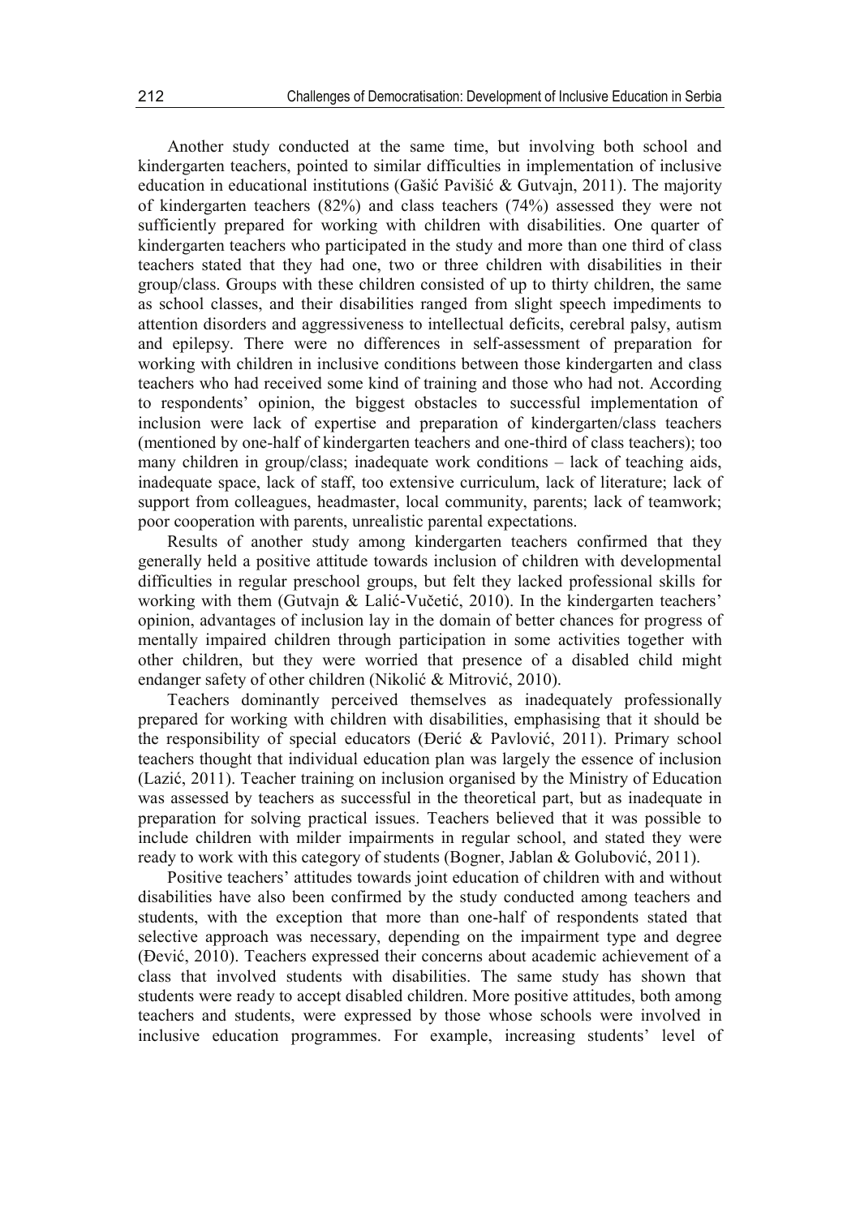Another study conducted at the same time, but involving both school and kindergarten teachers, pointed to similar difficulties in implementation of inclusive education in educational institutions (Gašić Pavišić & Gutvajn, 2011). The majority of kindergarten teachers (82%) and class teachers (74%) assessed they were not sufficiently prepared for working with children with disabilities. One quarter of kindergarten teachers who participated in the study and more than one third of class teachers stated that they had one, two or three children with disabilities in their group/class. Groups with these children consisted of up to thirty children, the same as school classes, and their disabilities ranged from slight speech impediments to attention disorders and aggressiveness to intellectual deficits, cerebral palsy, autism and epilepsy. There were no differences in self-assessment of preparation for working with children in inclusive conditions between those kindergarten and class teachers who had received some kind of training and those who had not. According to respondents' opinion, the biggest obstacles to successful implementation of inclusion were lack of expertise and preparation of kindergarten/class teachers (mentioned by one-half of kindergarten teachers and one-third of class teachers); too many children in group/class; inadequate work conditions – lack of teaching aids, inadequate space, lack of staff, too extensive curriculum, lack of literature; lack of support from colleagues, headmaster, local community, parents; lack of teamwork; poor cooperation with parents, unrealistic parental expectations.

Results of another study among kindergarten teachers confirmed that they generally held a positive attitude towards inclusion of children with developmental difficulties in regular preschool groups, but felt they lacked professional skills for working with them (Gutvajn & Lalić-Vučetić, 2010). In the kindergarten teachers' opinion, advantages of inclusion lay in the domain of better chances for progress of mentally impaired children through participation in some activities together with other children, but they were worried that presence of a disabled child might endanger safety of other children (Nikolić & Mitrović, 2010).

Teachers dominantly perceived themselves as inadequately professionally prepared for working with children with disabilities, emphasising that it should be the responsibility of special educators (Đerić & Pavlović, 2011). Primary school teachers thought that individual education plan was largely the essence of inclusion (Lazić, 2011). Teacher training on inclusion organised by the Ministry of Education was assessed by teachers as successful in the theoretical part, but as inadequate in preparation for solving practical issues. Teachers believed that it was possible to include children with milder impairments in regular school, and stated they were ready to work with this category of students (Bogner, Jablan & Golubović, 2011).

Positive teachers' attitudes towards joint education of children with and without disabilities have also been confirmed by the study conducted among teachers and students, with the exception that more than one-half of respondents stated that selective approach was necessary, depending on the impairment type and degree (Đević, 2010). Teachers expressed their concerns about academic achievement of a class that involved students with disabilities. The same study has shown that students were ready to accept disabled children. More positive attitudes, both among teachers and students, were expressed by those whose schools were involved in inclusive education programmes. For example, increasing students' level of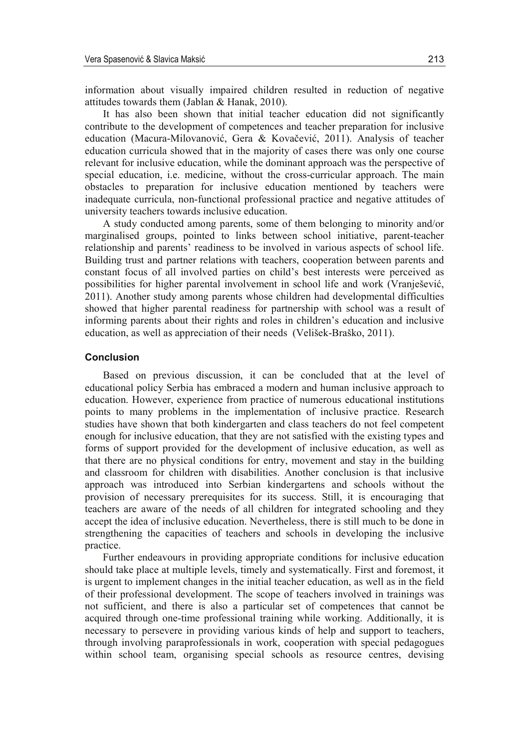information about visually impaired children resulted in reduction of negative attitudes towards them (Jablan & Hanak, 2010).

It has also been shown that initial teacher education did not significantly contribute to the development of competences and teacher preparation for inclusive education (Macura-Milovanović, Gera & Kovačević, 2011). Analysis of teacher education curricula showed that in the majority of cases there was only one course relevant for inclusive education, while the dominant approach was the perspective of special education, i.e. medicine, without the cross-curricular approach. The main obstacles to preparation for inclusive education mentioned by teachers were inadequate curricula, non-functional professional practice and negative attitudes of university teachers towards inclusive education.

A study conducted among parents, some of them belonging to minority and/or marginalised groups, pointed to links between school initiative, parent-teacher relationship and parents' readiness to be involved in various aspects of school life. Building trust and partner relations with teachers, cooperation between parents and constant focus of all involved parties on child's best interests were perceived as possibilities for higher parental involvement in school life and work (Vranješević, 2011). Another study among parents whose children had developmental difficulties showed that higher parental readiness for partnership with school was a result of informing parents about their rights and roles in children's education and inclusive education, as well as appreciation of their needs (Velišek-Braško, 2011).

## Conclusion

Based on previous discussion, it can be concluded that at the level of educational policy Serbia has embraced a modern and human inclusive approach to education. However, experience from practice of numerous educational institutions points to many problems in the implementation of inclusive practice. Research studies have shown that both kindergarten and class teachers do not feel competent enough for inclusive education, that they are not satisfied with the existing types and forms of support provided for the development of inclusive education, as well as that there are no physical conditions for entry, movement and stay in the building and classroom for children with disabilities. Another conclusion is that inclusive approach was introduced into Serbian kindergartens and schools without the provision of necessary prerequisites for its success. Still, it is encouraging that teachers are aware of the needs of all children for integrated schooling and they accept the idea of inclusive education. Nevertheless, there is still much to be done in strengthening the capacities of teachers and schools in developing the inclusive practice.

Further endeavours in providing appropriate conditions for inclusive education should take place at multiple levels, timely and systematically. First and foremost, it is urgent to implement changes in the initial teacher education, as well as in the field of their professional development. The scope of teachers involved in trainings was not sufficient, and there is also a particular set of competences that cannot be acquired through one-time professional training while working. Additionally, it is necessary to persevere in providing various kinds of help and support to teachers, through involving paraprofessionals in work, cooperation with special pedagogues within school team, organising special schools as resource centres, devising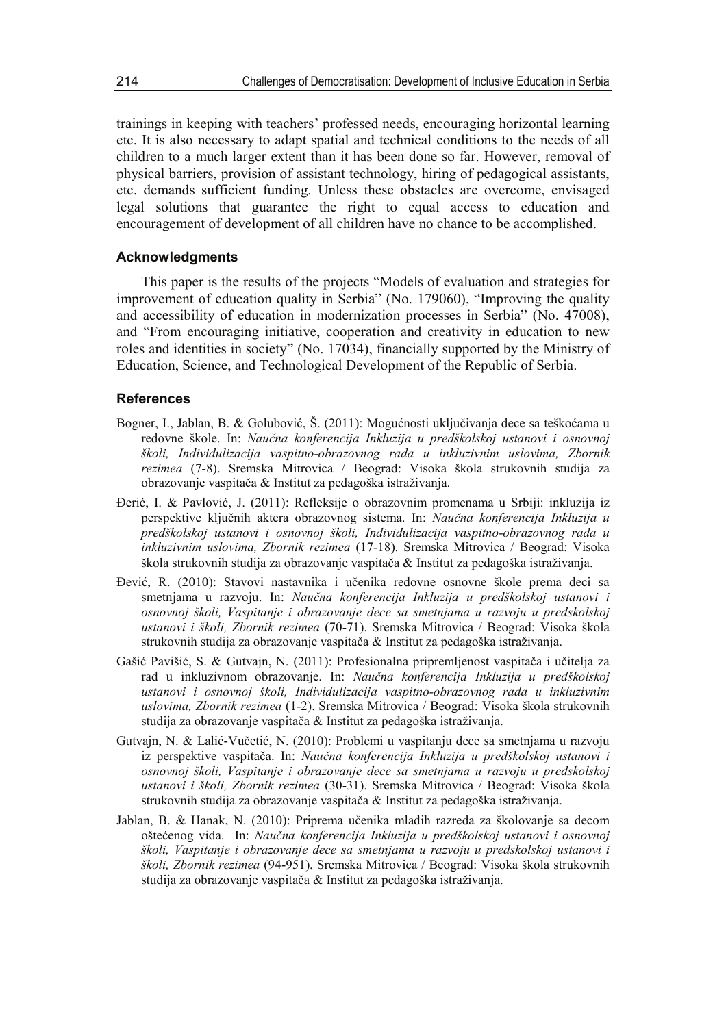trainings in keeping with teachers' professed needs, encouraging horizontal learning etc. It is also necessary to adapt spatial and technical conditions to the needs of all children to a much larger extent than it has been done so far. However, removal of physical barriers, provision of assistant technology, hiring of pedagogical assistants, etc. demands sufficient funding. Unless these obstacles are overcome, envisaged legal solutions that guarantee the right to equal access to education and encouragement of development of all children have no chance to be accomplished.

### Acknowledgments

This paper is the results of the projects "Models of evaluation and strategies for improvement of education quality in Serbia" (No. 179060), "Improving the quality and accessibility of education in modernization processes in Serbia" (No. 47008), and "From encouraging initiative, cooperation and creativity in education to new roles and identities in society" (No. 17034), financially supported by the Ministry of Education, Science, and Technological Development of the Republic of Serbia.

### References

Bogner, I., Jablan, B. & Golubović, Š. (2011): Mogućnosti uključivanja dece sa teškoćama u redovne škole. In: *Naučna konferencija Inkluzija u predškolskoj ustanovi i osnovnoj školi, Individulizacija vaspitno-obrazovnog rada u inkluzivnim uslovima, Zbornik rezimea* (7-8). Sremska Mitrovica / Beograd: Visoka škola strukovnih studija za obrazovanje vaspitača & Institut za pedagoška istraživanja.

Đerić, I. & Pavlović, J. (2011): Refleksije o obrazovnim promenama u Srbiji: inkluzija iz perspektive ključnih aktera obrazovnog sistema. In: *Naučna konferencija Inkluzija u predškolskoj ustanovi i osnovnoj školi, Individulizacija vaspitno-obrazovnog rada u inkluzivnim uslovima, Zbornik rezimea* (17-18). Sremska Mitrovica / Beograd: Visoka škola strukovnih studija za obrazovanje vaspitača & Institut za pedagoška istraživanja.

Đević, R. (2010): Stavovi nastavnika i učenika redovne osnovne škole prema deci sa smetnjama u razvoju. In: *Naučna konferencija Inkluzija u predškolskoj ustanovi i osnovnoj školi, Vaspitanje i obrazovanje dece sa smetnjama u razvoju u predskolskoj ustanovi i školi, Zbornik rezimea* (70-71). Sremska Mitrovica / Beograd: Visoka škola strukovnih studija za obrazovanje vaspitača & Institut za pedagoška istraživanja.

Gašić Pavišić, S. & Gutvajn, N. (2011): Profesionalna pripremljenost vaspitača i učitelja za rad u inkluzivnom obrazovanje. In: *Naučna konferencija Inkluzija u predškolskoj ustanovi i osnovnoj školi, Individulizacija vaspitno-obrazovnog rada u inkluzivnim uslovima, Zbornik rezimea* (1-2). Sremska Mitrovica / Beograd: Visoka škola strukovnih studija za obrazovanje vaspitača & Institut za pedagoška istraživanja.

Gutvajn, N. & Lalić-Vučetić, N. (2010): Problemi u vaspitanju dece sa smetnjama u razvoju iz perspektive vaspitača. In: *Naučna konferencija Inkluzija u predškolskoj ustanovi i osnovnoj školi, Vaspitanje i obrazovanje dece sa smetnjama u razvoju u predskolskoj ustanovi i školi, Zbornik rezimea* (30-31). Sremska Mitrovica / Beograd: Visoka škola strukovnih studija za obrazovanje vaspitača & Institut za pedagoška istraživanja.

Jablan, B. & Hanak, N. (2010): Priprema učenika mlađih razreda za školovanje sa decom oštećenog vida. In: *Naučna konferencija Inkluzija u predškolskoj ustanovi i osnovnoj školi, Vaspitanje i obrazovanje dece sa smetnjama u razvoju u predskolskoj ustanovi i školi, Zbornik rezimea* (94-951). Sremska Mitrovica / Beograd: Visoka škola strukovnih studija za obrazovanje vaspitača & Institut za pedagoška istraživanja.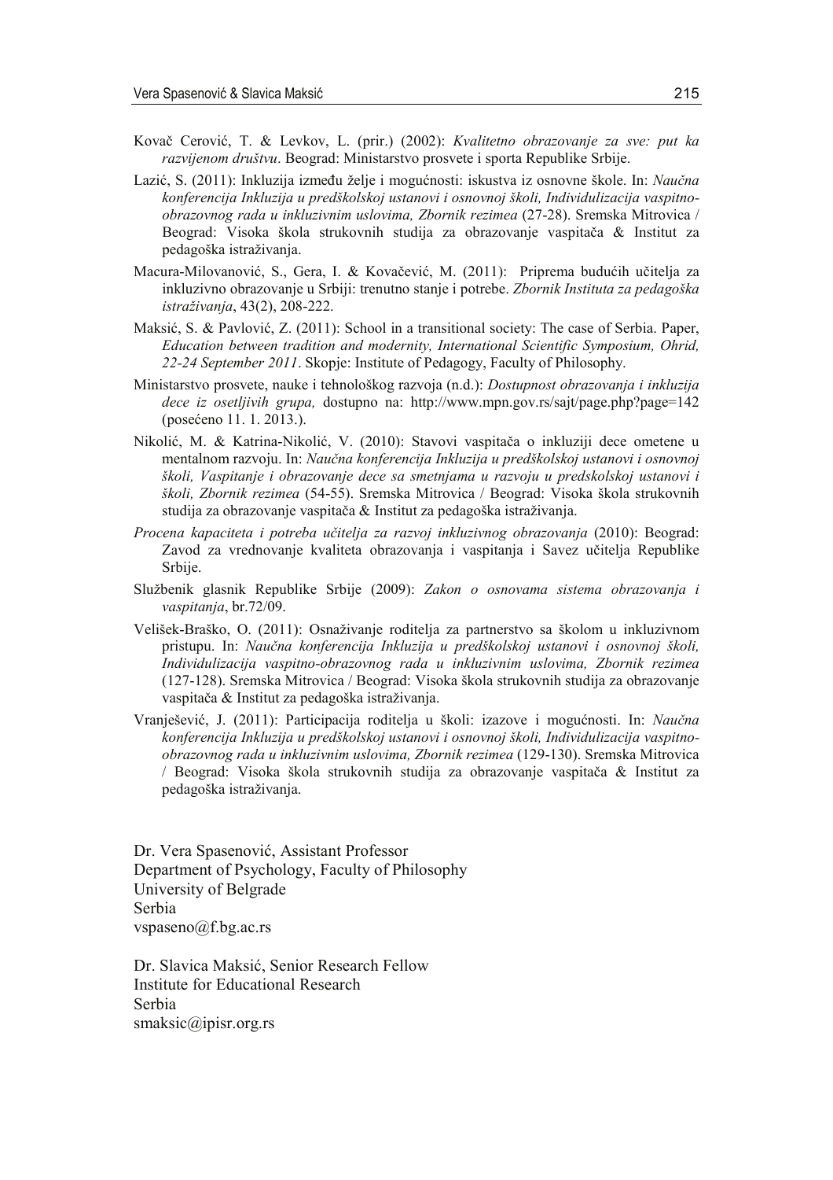Kovač Cerović, T. & Levkov, L. (prir.) (2002): *Kvalitetno obrazovanje za sve: put ka razvijenom društvu*. Beograd: Ministarstvo prosvete i sporta Republike Srbije.

Lazić, S. (2011): Inkluzija između želje i mogućnosti: iskustva iz osnovne škole. In: *Naučna konferencija Inkluzija u predškolskoj ustanovi i osnovnoj školi, Individulizacija vaspitno-obrazovnog rada u inkluzivnim uslovima, Zbornik rezimea* (27-28). Sremska Mitrovica / Beograd: Visoka škola strukovnih studija za obrazovanje vaspitača & Institut za pedagoška istraživanja.

Macura-Milovanović, S., Gera, I. & Kovačević, M. (2011): Priprema budućih učitelja za inkluzivno obrazovanje u Srbiji: trenutno stanje i potrebe. *Zbornik Instituta za pedagoška istraživanja*, 43(2), 208-222.

Maksić, S. & Pavlović, Z. (2011): School in a transitional society: The case of Serbia. Paper, *Education between tradition and modernity, International Scientific Symposium, Ohrid, 22-24 September 2011*. Skopje: Institute of Pedagogy, Faculty of Philosophy.

Ministarstvo prosvete, nauke i tehnološkog razvoja (n.d.): *Dostupnost obrazovanja i inkluzija dece iz osetljivih grupa,* dostupno na: http://www.mpn.gov.rs/sajt/page.php?page=142 (posećeno 11. 1. 2013.).

Nikolić, M. & Katrina-Nikolić, V. (2010): Stavovi vaspitača o inkluziji dece ometene u mentalnom razvoju. In: *Naučna konferencija Inkluzija u predškolskoj ustanovi i osnovnoj školi, Vaspitanje i obrazovanje dece sa smetnjama u razvoju u predskolskoj ustanovi i školi, Zbornik rezimea* (54-55). Sremska Mitrovica / Beograd: Visoka škola strukovnih studija za obrazovanje vaspitača & Institut za pedagoška istraživanja.

*Procena kapaciteta i potreba učitelja za razvoj inkluzivnog obrazovanja* (2010): Beograd: Zavod za vrednovanje kvaliteta obrazovanja i vaspitanja i Savez učitelja Republike Srbije.

Službenik glasnik Republike Srbije (2009): *Zakon o osnovama sistema obrazovanja i vaspitanja*, br.72/09.

Velišek-Braško, O. (2011): Osnaživanje roditelja za partnerstvo sa školom u inkluzivnom pristupu. In: *Naučna konferencija Inkluzija u predškolskoj ustanovi i osnovnoj školi, Individulizacija vaspitno-obrazovnog rada u inkluzivnim uslovima, Zbornik rezimea* (127-128). Sremska Mitrovica / Beograd: Visoka škola strukovnih studija za obrazovanje vaspitača & Institut za pedagoška istraživanja.

Vranješević, J. (2011): Participacija roditelja u školi: izazove i mogućnosti. In: *Naučna konferencija Inkluzija u predškolskoj ustanovi i osnovnoj školi, Individulizacija vaspitno-obrazovnog rada u inkluzivnim uslovima, Zbornik rezimea* (129-130). Sremska Mitrovica / Beograd: Visoka škola strukovnih studija za obrazovanje vaspitača & Institut za pedagoška istraživanja.

Dr. Vera Spasenović, Assistant Professor
Department of Psychology, Faculty of Philosophy
University of Belgrade
Serbia
vspaseno@f.bg.ac.rs

Dr. Slavica Maksić, Senior Research Fellow
Institute for Educational Research
Serbia
smaksic@ipisr.org.rs